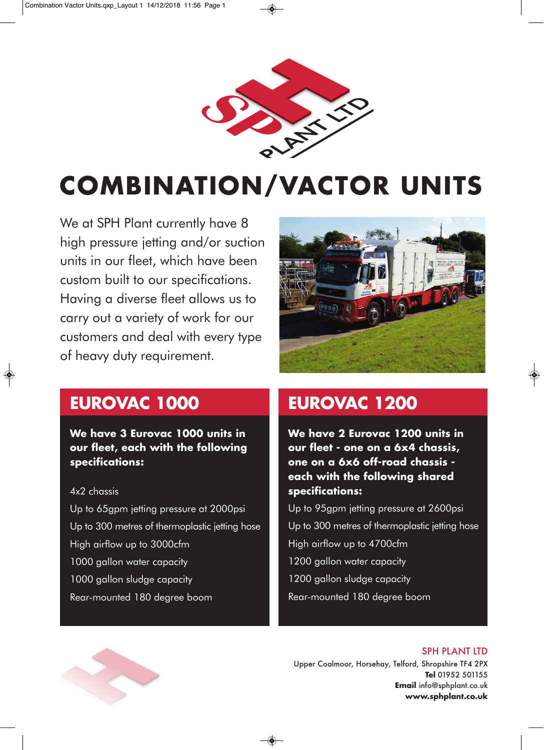# COMBINATION/VACTOR UNITS

We at SPH Plant currently have 8 high pressure jetting and/or suction units in our fleet, which have been custom built to our specifications. Having a diverse fleet allows us to carry out a variety of work for our customers and deal with every type of heavy duty requirement.

## EUROVAC 1000

**We have 3 Eurovac 1000 units in our fleet, each with the following specifications:**

4x2 chassis

Up to 65gpm jetting pressure at 2000psi

Up to 300 metres of thermoplastic jetting hose

High airflow up to 3000cfm

1000 gallon water capacity

1000 gallon sludge capacity

Rear-mounted 180 degree boom

## EUROVAC 1200

**We have 2 Eurovac 1200 units in our fleet - one on a 6x4 chassis, one on a 6x6 off-road chassis - each with the following shared specifications:**

Up to 95gpm jetting pressure at 2600psi

Up to 300 metres of thermoplastic jetting hose

High airflow up to 4700cfm

1200 gallon water capacity

1200 gallon sludge capacity

Rear-mounted 180 degree boom

SPH PLANT LTD
Upper Coalmoor, Horsehay, Telford, Shropshire TF4 2PX
**Tel** 01952 501155
**Email** info@sphplant.co.uk
**www.sphplant.co.uk**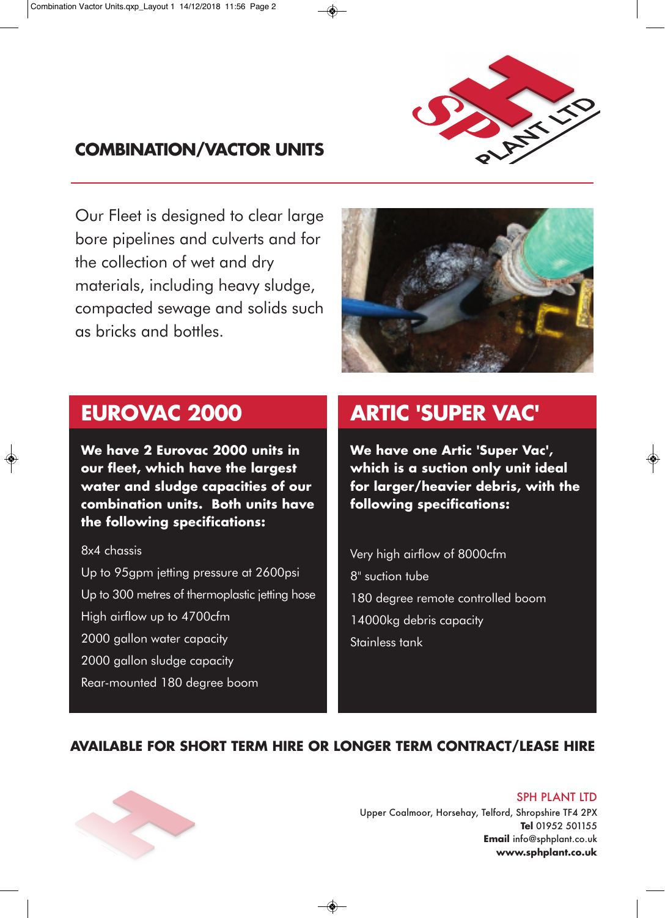# COMBINATION/VACTOR UNITS

Our Fleet is designed to clear large bore pipelines and culverts and for the collection of wet and dry materials, including heavy sludge, compacted sewage and solids such as bricks and bottles.

## EUROVAC 2000

**We have 2 Eurovac 2000 units in our fleet, which have the largest water and sludge capacities of our combination units. Both units have the following specifications:**

8x4 chassis

Up to 95gpm jetting pressure at 2600psi

Up to 300 metres of thermoplastic jetting hose

High airflow up to 4700cfm

2000 gallon water capacity

2000 gallon sludge capacity

Rear-mounted 180 degree boom

## ARTIC 'SUPER VAC'

**We have one Artic 'Super Vac', which is a suction only unit ideal for larger/heavier debris, with the following specifications:**

Very high airflow of 8000cfm

8" suction tube

180 degree remote controlled boom

14000kg debris capacity

Stainless tank

**AVAILABLE FOR SHORT TERM HIRE OR LONGER TERM CONTRACT/LEASE HIRE**

SPH PLANT LTD
Upper Coalmoor, Horsehay, Telford, Shropshire TF4 2PX
**Tel** 01952 501155
**Email** info@sphplant.co.uk
**www.sphplant.co.uk**